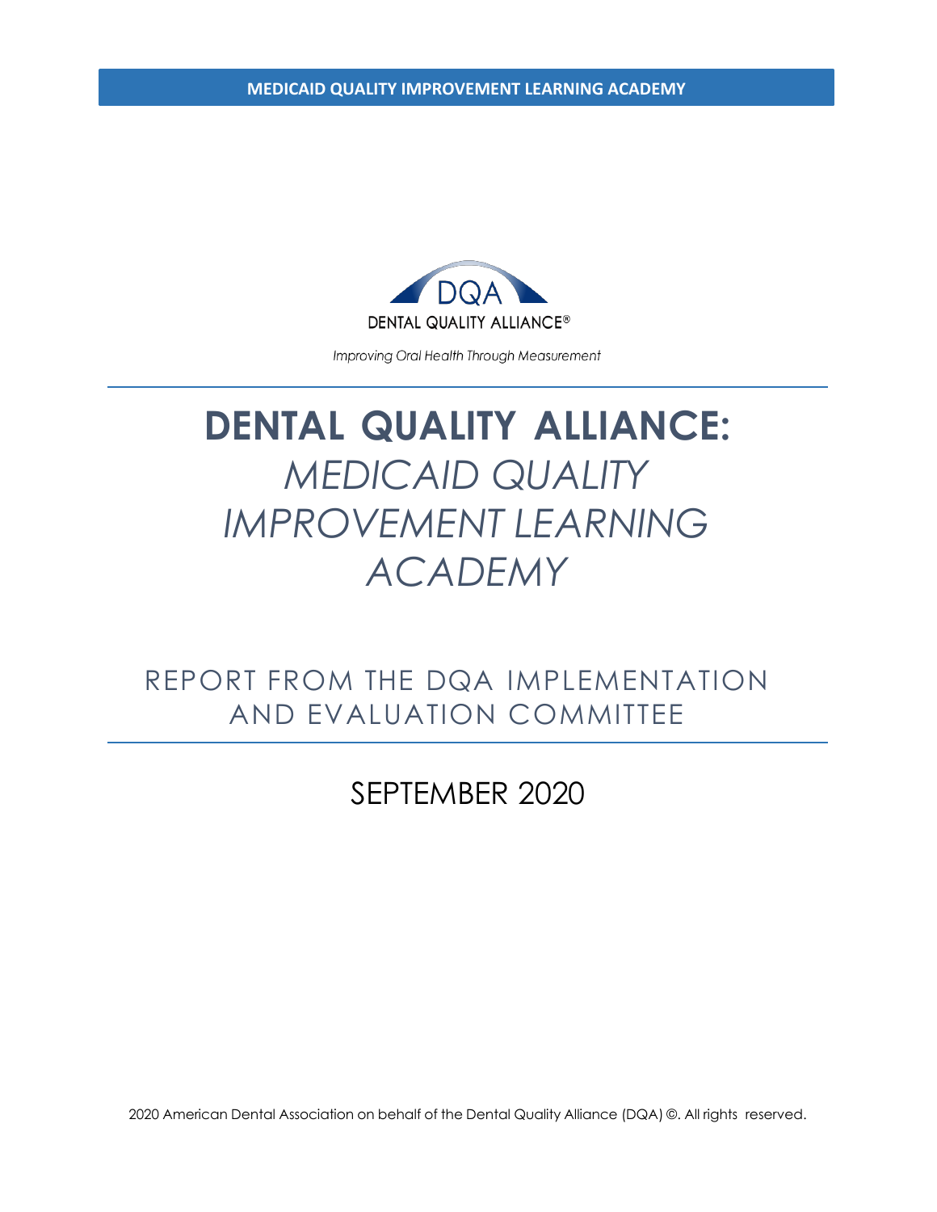MEDICAID QUALITY IMPROVEMENT LEARNING ACADEMY

DQA

DENTAL QUALITY ALLIANCE®

*Improving Oral Health Through Measurement*

# DENTAL QUALITY ALLIANCE: *MEDICAID QUALITY IMPROVEMENT LEARNING ACADEMY*

## REPORT FROM THE DQA IMPLEMENTATION AND EVALUATION COMMITTEE

## SEPTEMBER 2020

2020 American Dental Association on behalf of the Dental Quality Alliance (DQA) ©. All rights reserved.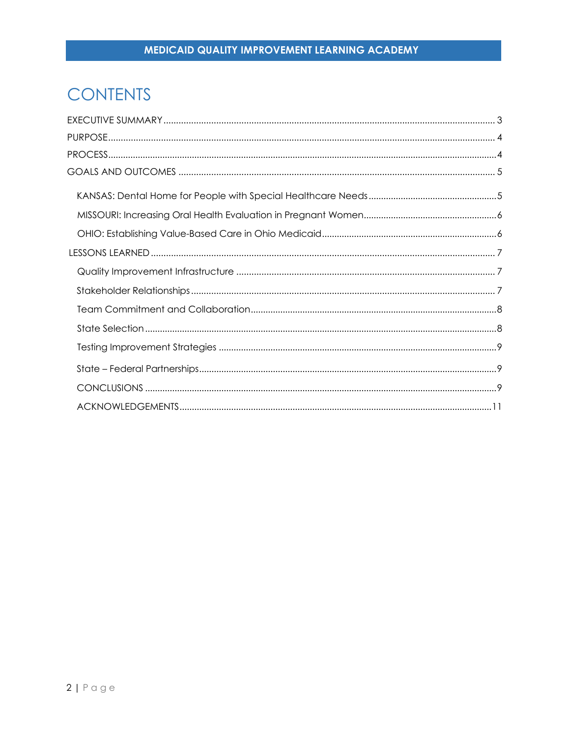# CONTENTS

EXECUTIVE SUMMARY ........ 3

PURPOSE ........ 4

PROCESS ........ 4

GOALS AND OUTCOMES ........ 5

- KANSAS: Dental Home for People with Special Healthcare Needs ........ 5
- MISSOURI: Increasing Oral Health Evaluation in Pregnant Women ........ 6
- OHIO: Establishing Value-Based Care in Ohio Medicaid ........ 6

LESSONS LEARNED ........ 7

- Quality Improvement Infrastructure ........ 7
- Stakeholder Relationships ........ 7
- Team Commitment and Collaboration ........ 8
- State Selection ........ 8
- Testing Improvement Strategies ........ 9
- State – Federal Partnerships ........ 9
- CONCLUSIONS ........ 9
- ACKNOWLEDGEMENTS ........ 11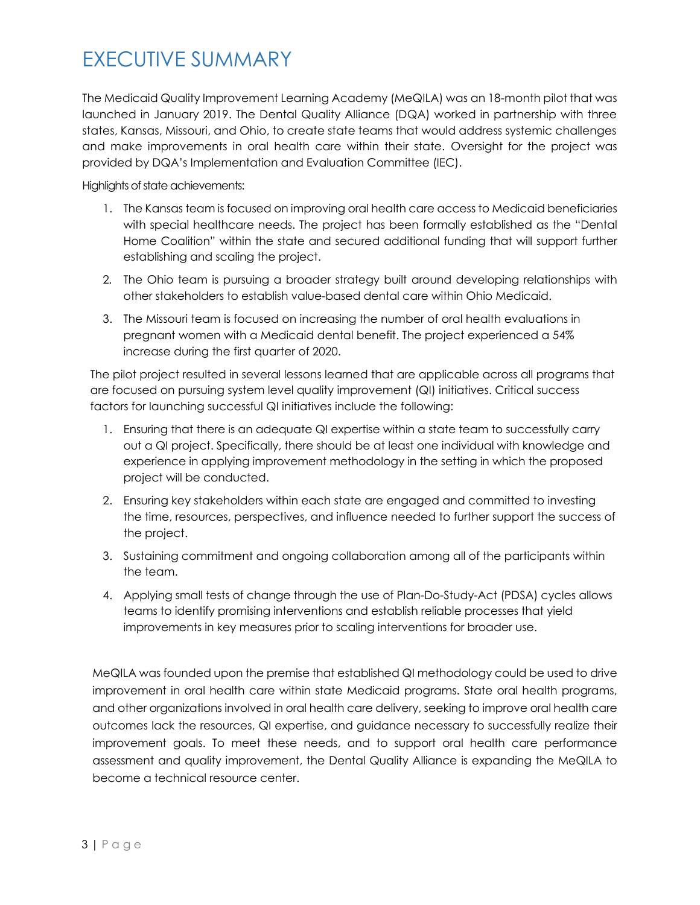# EXECUTIVE SUMMARY

The Medicaid Quality Improvement Learning Academy (MeQILA) was an 18-month pilot that was launched in January 2019. The Dental Quality Alliance (DQA) worked in partnership with three states, Kansas, Missouri, and Ohio, to create state teams that would address systemic challenges and make improvements in oral health care within their state. Oversight for the project was provided by DQA's Implementation and Evaluation Committee (IEC).

Highlights of state achievements:

1. The Kansas team is focused on improving oral health care access to Medicaid beneficiaries with special healthcare needs. The project has been formally established as the "Dental Home Coalition" within the state and secured additional funding that will support further establishing and scaling the project.
2. The Ohio team is pursuing a broader strategy built around developing relationships with other stakeholders to establish value-based dental care within Ohio Medicaid.
3. The Missouri team is focused on increasing the number of oral health evaluations in pregnant women with a Medicaid dental benefit. The project experienced a 54% increase during the first quarter of 2020.

The pilot project resulted in several lessons learned that are applicable across all programs that are focused on pursuing system level quality improvement (QI) initiatives. Critical success factors for launching successful QI initiatives include the following:

1. Ensuring that there is an adequate QI expertise within a state team to successfully carry out a QI project. Specifically, there should be at least one individual with knowledge and experience in applying improvement methodology in the setting in which the proposed project will be conducted.
2. Ensuring key stakeholders within each state are engaged and committed to investing the time, resources, perspectives, and influence needed to further support the success of the project.
3. Sustaining commitment and ongoing collaboration among all of the participants within the team.
4. Applying small tests of change through the use of Plan-Do-Study-Act (PDSA) cycles allows teams to identify promising interventions and establish reliable processes that yield improvements in key measures prior to scaling interventions for broader use.

MeQILA was founded upon the premise that established QI methodology could be used to drive improvement in oral health care within state Medicaid programs. State oral health programs, and other organizations involved in oral health care delivery, seeking to improve oral health care outcomes lack the resources, QI expertise, and guidance necessary to successfully realize their improvement goals. To meet these needs, and to support oral health care performance assessment and quality improvement, the Dental Quality Alliance is expanding the MeQILA to become a technical resource center.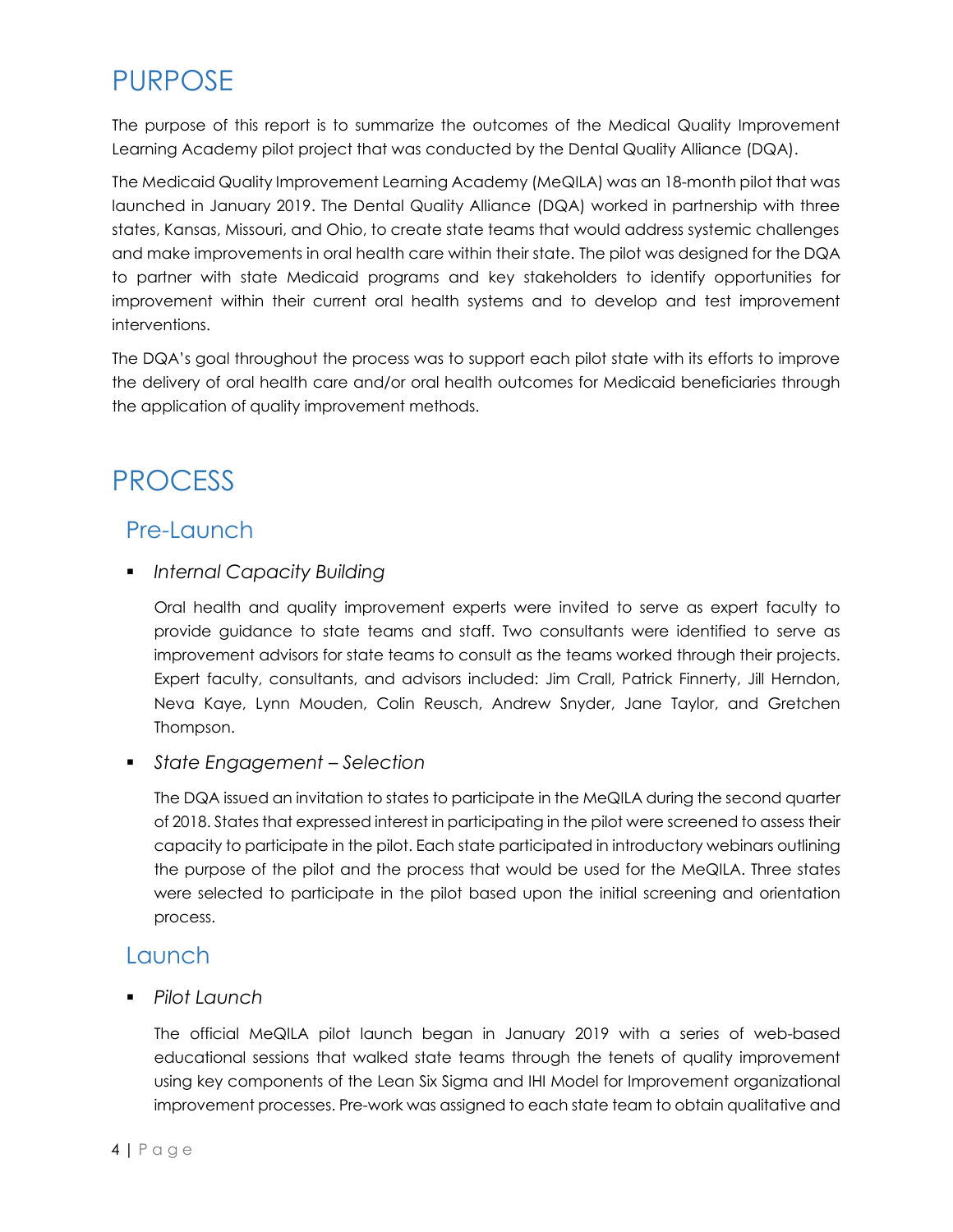# PURPOSE

The purpose of this report is to summarize the outcomes of the Medical Quality Improvement Learning Academy pilot project that was conducted by the Dental Quality Alliance (DQA).

The Medicaid Quality Improvement Learning Academy (MeQILA) was an 18-month pilot that was launched in January 2019. The Dental Quality Alliance (DQA) worked in partnership with three states, Kansas, Missouri, and Ohio, to create state teams that would address systemic challenges and make improvements in oral health care within their state. The pilot was designed for the DQA to partner with state Medicaid programs and key stakeholders to identify opportunities for improvement within their current oral health systems and to develop and test improvement interventions.

The DQA's goal throughout the process was to support each pilot state with its efforts to improve the delivery of oral health care and/or oral health outcomes for Medicaid beneficiaries through the application of quality improvement methods.

# PROCESS

## Pre-Launch

- *Internal Capacity Building*

  Oral health and quality improvement experts were invited to serve as expert faculty to provide guidance to state teams and staff. Two consultants were identified to serve as improvement advisors for state teams to consult as the teams worked through their projects. Expert faculty, consultants, and advisors included: Jim Crall, Patrick Finnerty, Jill Herndon, Neva Kaye, Lynn Mouden, Colin Reusch, Andrew Snyder, Jane Taylor, and Gretchen Thompson.

- *State Engagement – Selection*

  The DQA issued an invitation to states to participate in the MeQILA during the second quarter of 2018. States that expressed interest in participating in the pilot were screened to assess their capacity to participate in the pilot. Each state participated in introductory webinars outlining the purpose of the pilot and the process that would be used for the MeQILA. Three states were selected to participate in the pilot based upon the initial screening and orientation process.

## Launch

- *Pilot Launch*

  The official MeQILA pilot launch began in January 2019 with a series of web-based educational sessions that walked state teams through the tenets of quality improvement using key components of the Lean Six Sigma and IHI Model for Improvement organizational improvement processes. Pre-work was assigned to each state team to obtain qualitative and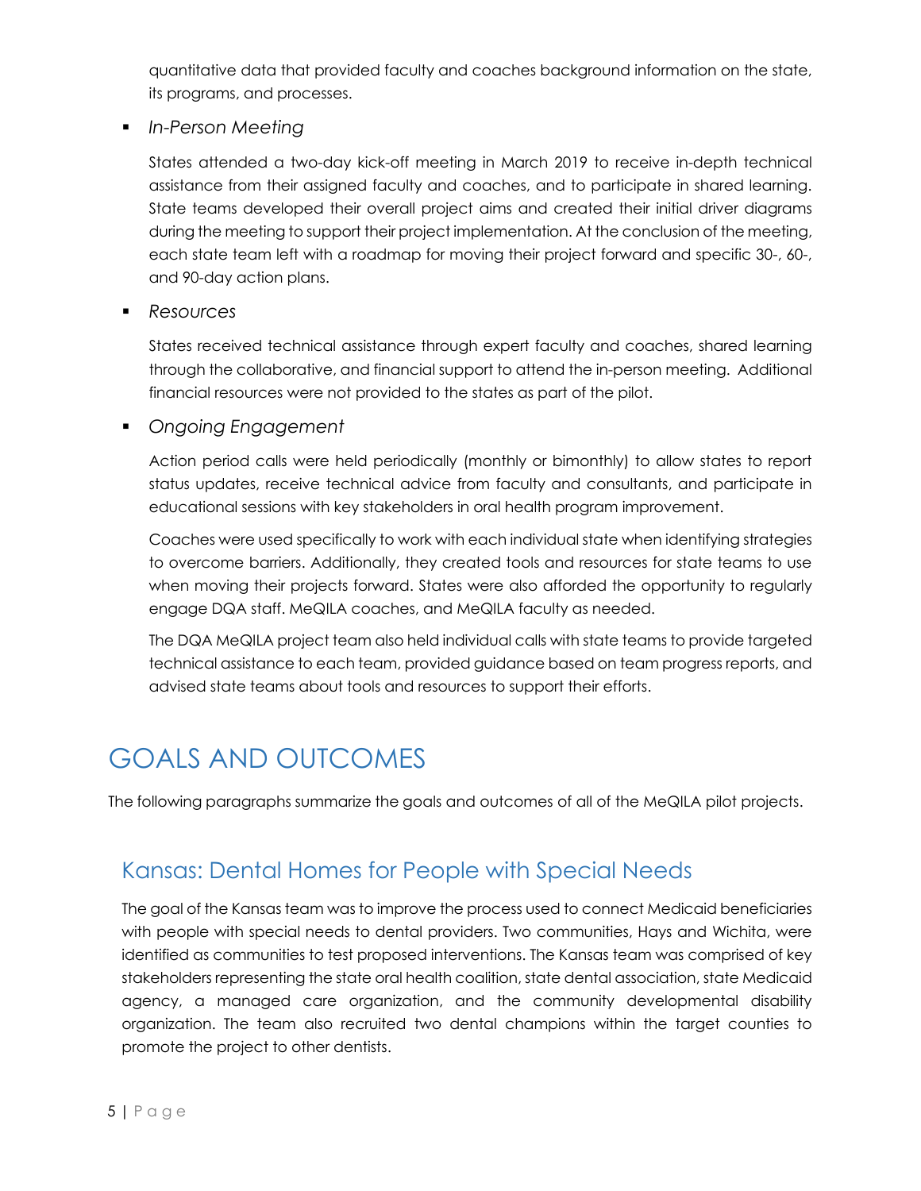quantitative data that provided faculty and coaches background information on the state, its programs, and processes.

- *In-Person Meeting*

  States attended a two-day kick-off meeting in March 2019 to receive in-depth technical assistance from their assigned faculty and coaches, and to participate in shared learning. State teams developed their overall project aims and created their initial driver diagrams during the meeting to support their project implementation. At the conclusion of the meeting, each state team left with a roadmap for moving their project forward and specific 30-, 60-, and 90-day action plans.

- *Resources*

  States received technical assistance through expert faculty and coaches, shared learning through the collaborative, and financial support to attend the in-person meeting. Additional financial resources were not provided to the states as part of the pilot.

- *Ongoing Engagement*

  Action period calls were held periodically (monthly or bimonthly) to allow states to report status updates, receive technical advice from faculty and consultants, and participate in educational sessions with key stakeholders in oral health program improvement.

  Coaches were used specifically to work with each individual state when identifying strategies to overcome barriers. Additionally, they created tools and resources for state teams to use when moving their projects forward. States were also afforded the opportunity to regularly engage DQA staff. MeQILA coaches, and MeQILA faculty as needed.

  The DQA MeQILA project team also held individual calls with state teams to provide targeted technical assistance to each team, provided guidance based on team progress reports, and advised state teams about tools and resources to support their efforts.

# GOALS AND OUTCOMES

The following paragraphs summarize the goals and outcomes of all of the MeQILA pilot projects.

## Kansas: Dental Homes for People with Special Needs

The goal of the Kansas team was to improve the process used to connect Medicaid beneficiaries with people with special needs to dental providers. Two communities, Hays and Wichita, were identified as communities to test proposed interventions. The Kansas team was comprised of key stakeholders representing the state oral health coalition, state dental association, state Medicaid agency, a managed care organization, and the community developmental disability organization. The team also recruited two dental champions within the target counties to promote the project to other dentists.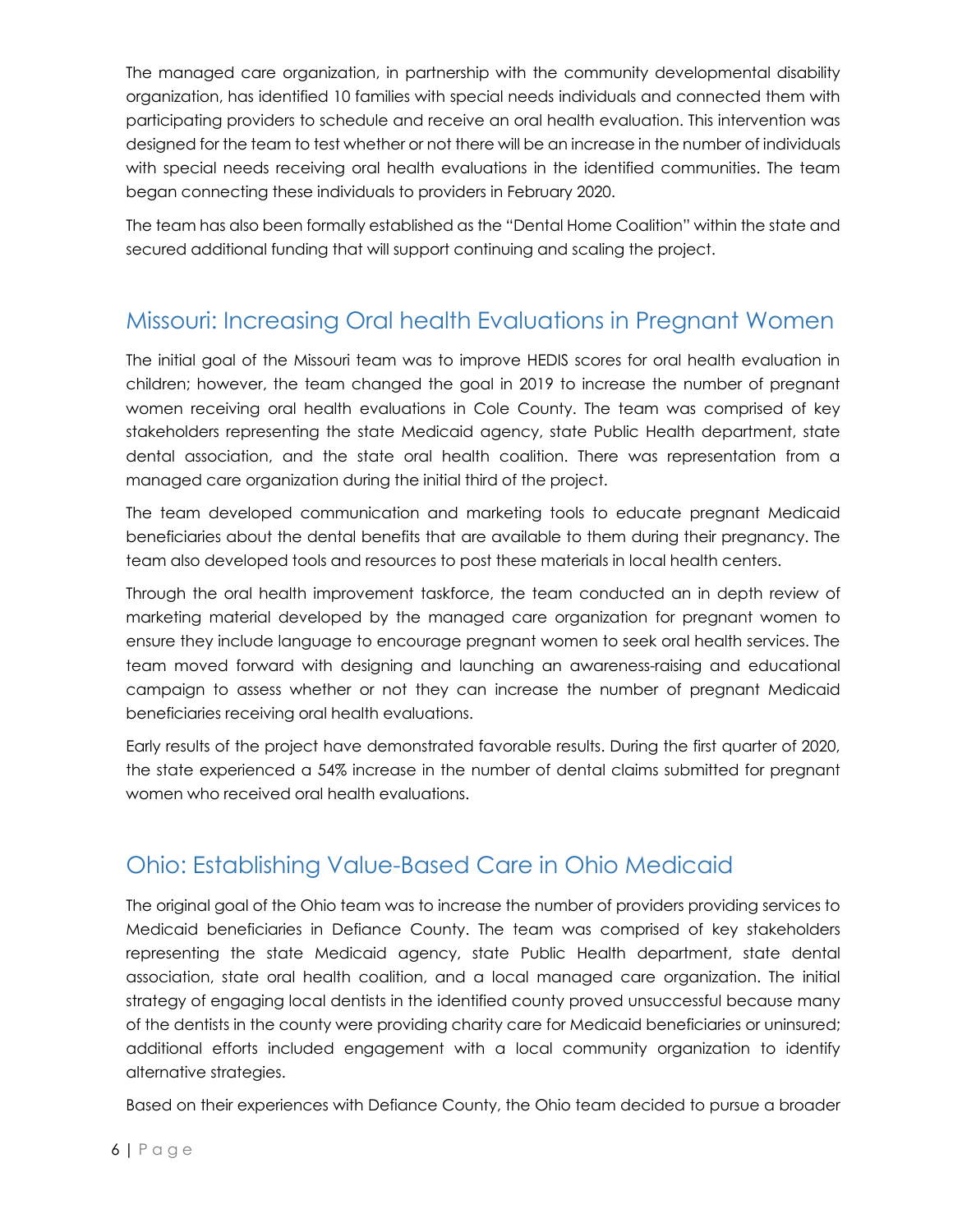The managed care organization, in partnership with the community developmental disability organization, has identified 10 families with special needs individuals and connected them with participating providers to schedule and receive an oral health evaluation. This intervention was designed for the team to test whether or not there will be an increase in the number of individuals with special needs receiving oral health evaluations in the identified communities. The team began connecting these individuals to providers in February 2020.

The team has also been formally established as the "Dental Home Coalition" within the state and secured additional funding that will support continuing and scaling the project.

## Missouri: Increasing Oral health Evaluations in Pregnant Women

The initial goal of the Missouri team was to improve HEDIS scores for oral health evaluation in children; however, the team changed the goal in 2019 to increase the number of pregnant women receiving oral health evaluations in Cole County. The team was comprised of key stakeholders representing the state Medicaid agency, state Public Health department, state dental association, and the state oral health coalition. There was representation from a managed care organization during the initial third of the project.

The team developed communication and marketing tools to educate pregnant Medicaid beneficiaries about the dental benefits that are available to them during their pregnancy. The team also developed tools and resources to post these materials in local health centers.

Through the oral health improvement taskforce, the team conducted an in depth review of marketing material developed by the managed care organization for pregnant women to ensure they include language to encourage pregnant women to seek oral health services. The team moved forward with designing and launching an awareness-raising and educational campaign to assess whether or not they can increase the number of pregnant Medicaid beneficiaries receiving oral health evaluations.

Early results of the project have demonstrated favorable results. During the first quarter of 2020, the state experienced a 54% increase in the number of dental claims submitted for pregnant women who received oral health evaluations.

## Ohio: Establishing Value-Based Care in Ohio Medicaid

The original goal of the Ohio team was to increase the number of providers providing services to Medicaid beneficiaries in Defiance County. The team was comprised of key stakeholders representing the state Medicaid agency, state Public Health department, state dental association, state oral health coalition, and a local managed care organization. The initial strategy of engaging local dentists in the identified county proved unsuccessful because many of the dentists in the county were providing charity care for Medicaid beneficiaries or uninsured; additional efforts included engagement with a local community organization to identify alternative strategies.

Based on their experiences with Defiance County, the Ohio team decided to pursue a broader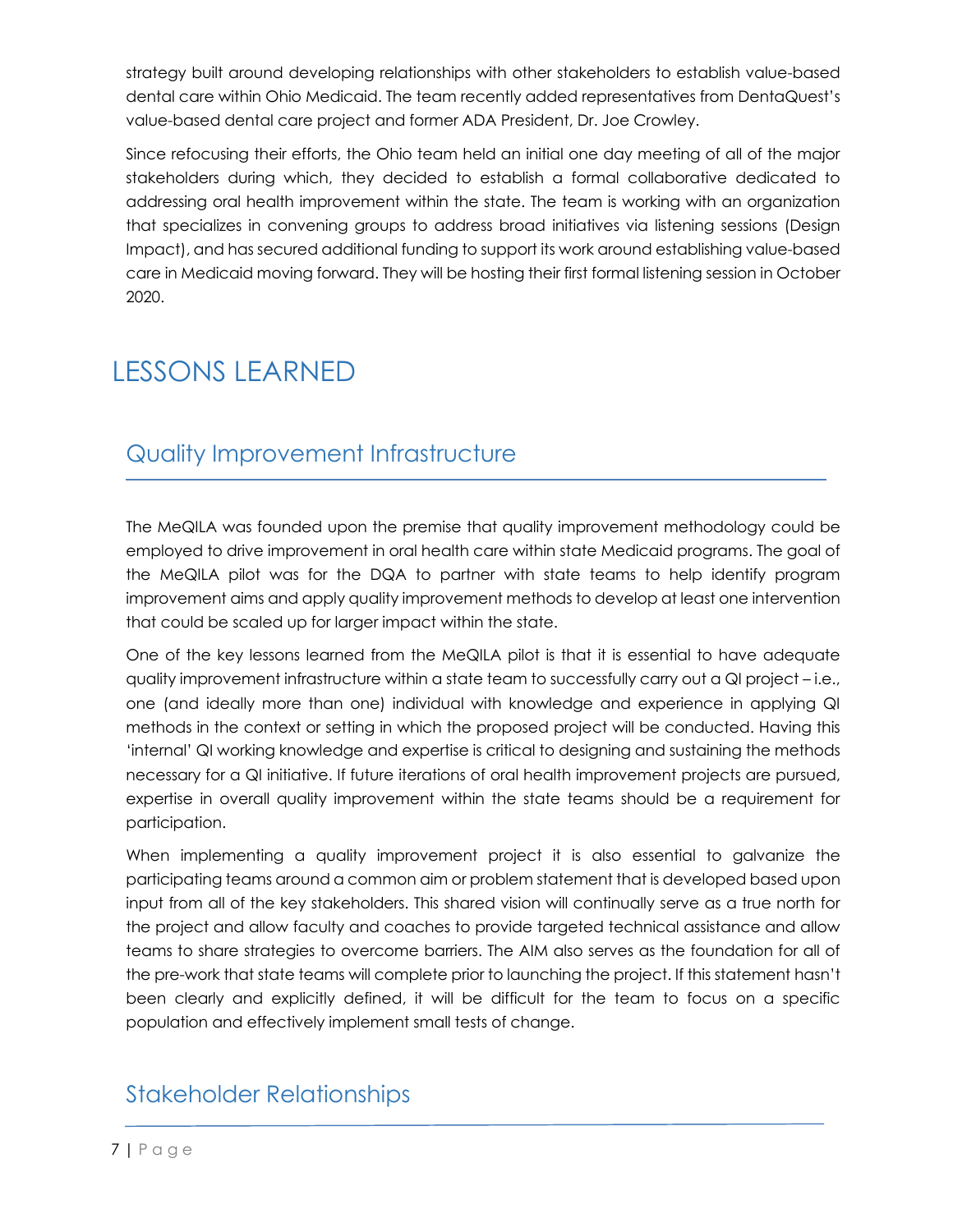strategy built around developing relationships with other stakeholders to establish value-based dental care within Ohio Medicaid. The team recently added representatives from DentaQuest's value-based dental care project and former ADA President, Dr. Joe Crowley.

Since refocusing their efforts, the Ohio team held an initial one day meeting of all of the major stakeholders during which, they decided to establish a formal collaborative dedicated to addressing oral health improvement within the state. The team is working with an organization that specializes in convening groups to address broad initiatives via listening sessions (Design Impact), and has secured additional funding to support its work around establishing value-based care in Medicaid moving forward. They will be hosting their first formal listening session in October 2020.

# LESSONS LEARNED

## Quality Improvement Infrastructure

The MeQILA was founded upon the premise that quality improvement methodology could be employed to drive improvement in oral health care within state Medicaid programs. The goal of the MeQILA pilot was for the DQA to partner with state teams to help identify program improvement aims and apply quality improvement methods to develop at least one intervention that could be scaled up for larger impact within the state.

One of the key lessons learned from the MeQILA pilot is that it is essential to have adequate quality improvement infrastructure within a state team to successfully carry out a QI project – i.e., one (and ideally more than one) individual with knowledge and experience in applying QI methods in the context or setting in which the proposed project will be conducted. Having this 'internal' QI working knowledge and expertise is critical to designing and sustaining the methods necessary for a QI initiative. If future iterations of oral health improvement projects are pursued, expertise in overall quality improvement within the state teams should be a requirement for participation.

When implementing a quality improvement project it is also essential to galvanize the participating teams around a common aim or problem statement that is developed based upon input from all of the key stakeholders. This shared vision will continually serve as a true north for the project and allow faculty and coaches to provide targeted technical assistance and allow teams to share strategies to overcome barriers. The AIM also serves as the foundation for all of the pre-work that state teams will complete prior to launching the project. If this statement hasn't been clearly and explicitly defined, it will be difficult for the team to focus on a specific population and effectively implement small tests of change.

## Stakeholder Relationships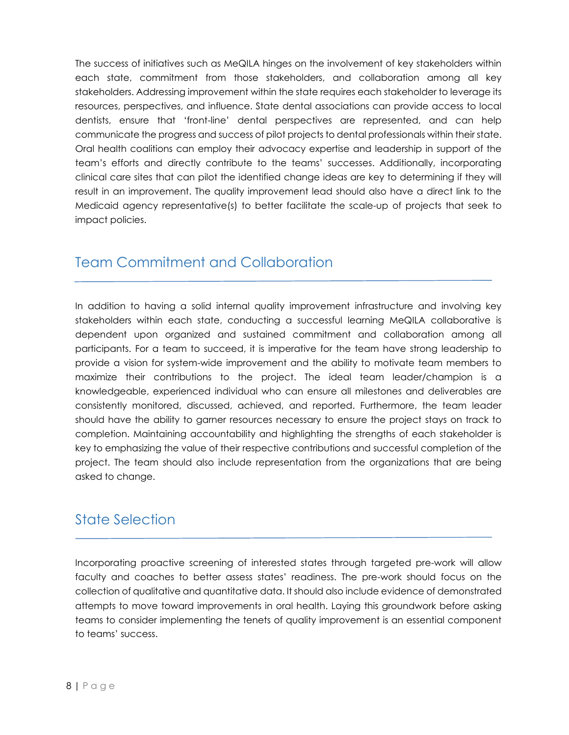The success of initiatives such as MeQILA hinges on the involvement of key stakeholders within each state, commitment from those stakeholders, and collaboration among all key stakeholders. Addressing improvement within the state requires each stakeholder to leverage its resources, perspectives, and influence. State dental associations can provide access to local dentists, ensure that 'front-line' dental perspectives are represented, and can help communicate the progress and success of pilot projects to dental professionals within their state. Oral health coalitions can employ their advocacy expertise and leadership in support of the team's efforts and directly contribute to the teams' successes. Additionally, incorporating clinical care sites that can pilot the identified change ideas are key to determining if they will result in an improvement. The quality improvement lead should also have a direct link to the Medicaid agency representative(s) to better facilitate the scale-up of projects that seek to impact policies.

## Team Commitment and Collaboration

In addition to having a solid internal quality improvement infrastructure and involving key stakeholders within each state, conducting a successful learning MeQILA collaborative is dependent upon organized and sustained commitment and collaboration among all participants. For a team to succeed, it is imperative for the team have strong leadership to provide a vision for system-wide improvement and the ability to motivate team members to maximize their contributions to the project. The ideal team leader/champion is a knowledgeable, experienced individual who can ensure all milestones and deliverables are consistently monitored, discussed, achieved, and reported. Furthermore, the team leader should have the ability to garner resources necessary to ensure the project stays on track to completion. Maintaining accountability and highlighting the strengths of each stakeholder is key to emphasizing the value of their respective contributions and successful completion of the project. The team should also include representation from the organizations that are being asked to change.

## State Selection

Incorporating proactive screening of interested states through targeted pre-work will allow faculty and coaches to better assess states' readiness. The pre-work should focus on the collection of qualitative and quantitative data. It should also include evidence of demonstrated attempts to move toward improvements in oral health. Laying this groundwork before asking teams to consider implementing the tenets of quality improvement is an essential component to teams' success.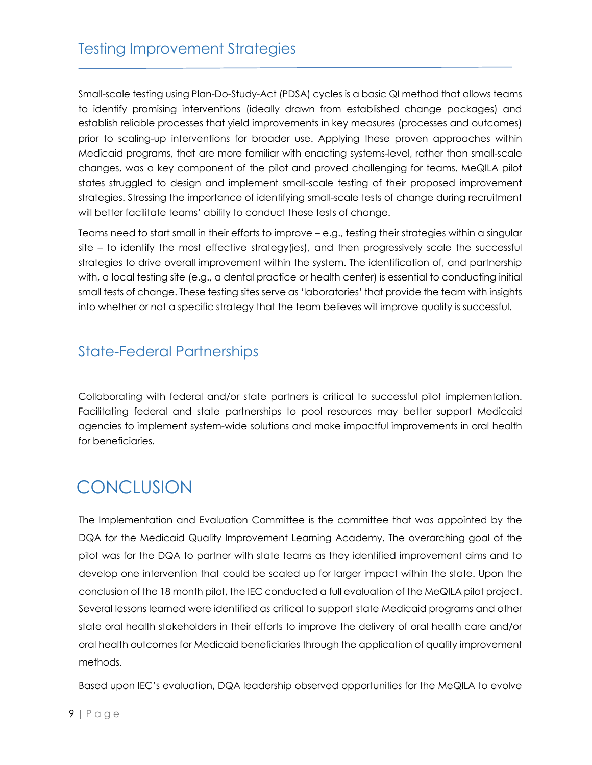## Testing Improvement Strategies

Small-scale testing using Plan-Do-Study-Act (PDSA) cycles is a basic QI method that allows teams to identify promising interventions (ideally drawn from established change packages) and establish reliable processes that yield improvements in key measures (processes and outcomes) prior to scaling-up interventions for broader use. Applying these proven approaches within Medicaid programs, that are more familiar with enacting systems-level, rather than small-scale changes, was a key component of the pilot and proved challenging for teams. MeQILA pilot states struggled to design and implement small-scale testing of their proposed improvement strategies. Stressing the importance of identifying small-scale tests of change during recruitment will better facilitate teams' ability to conduct these tests of change.

Teams need to start small in their efforts to improve – e.g., testing their strategies within a singular site – to identify the most effective strategy(ies), and then progressively scale the successful strategies to drive overall improvement within the system. The identification of, and partnership with, a local testing site (e.g., a dental practice or health center) is essential to conducting initial small tests of change. These testing sites serve as 'laboratories' that provide the team with insights into whether or not a specific strategy that the team believes will improve quality is successful.

## State-Federal Partnerships

Collaborating with federal and/or state partners is critical to successful pilot implementation. Facilitating federal and state partnerships to pool resources may better support Medicaid agencies to implement system-wide solutions and make impactful improvements in oral health for beneficiaries.

# CONCLUSION

The Implementation and Evaluation Committee is the committee that was appointed by the DQA for the Medicaid Quality Improvement Learning Academy. The overarching goal of the pilot was for the DQA to partner with state teams as they identified improvement aims and to develop one intervention that could be scaled up for larger impact within the state. Upon the conclusion of the 18 month pilot, the IEC conducted a full evaluation of the MeQILA pilot project. Several lessons learned were identified as critical to support state Medicaid programs and other state oral health stakeholders in their efforts to improve the delivery of oral health care and/or oral health outcomes for Medicaid beneficiaries through the application of quality improvement methods.

Based upon IEC's evaluation, DQA leadership observed opportunities for the MeQILA to evolve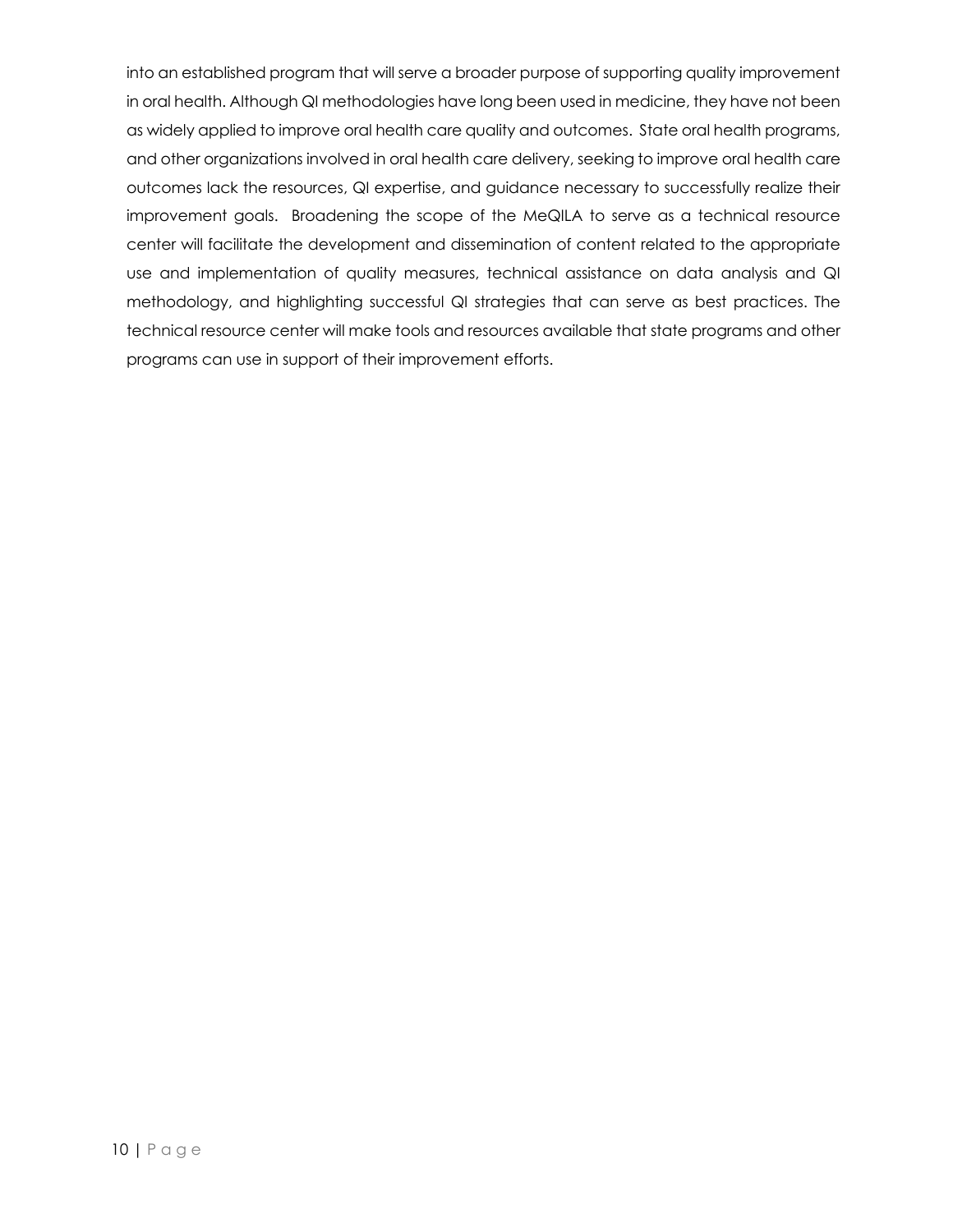into an established program that will serve a broader purpose of supporting quality improvement in oral health. Although QI methodologies have long been used in medicine, they have not been as widely applied to improve oral health care quality and outcomes. State oral health programs, and other organizations involved in oral health care delivery, seeking to improve oral health care outcomes lack the resources, QI expertise, and guidance necessary to successfully realize their improvement goals. Broadening the scope of the MeQILA to serve as a technical resource center will facilitate the development and dissemination of content related to the appropriate use and implementation of quality measures, technical assistance on data analysis and QI methodology, and highlighting successful QI strategies that can serve as best practices. The technical resource center will make tools and resources available that state programs and other programs can use in support of their improvement efforts.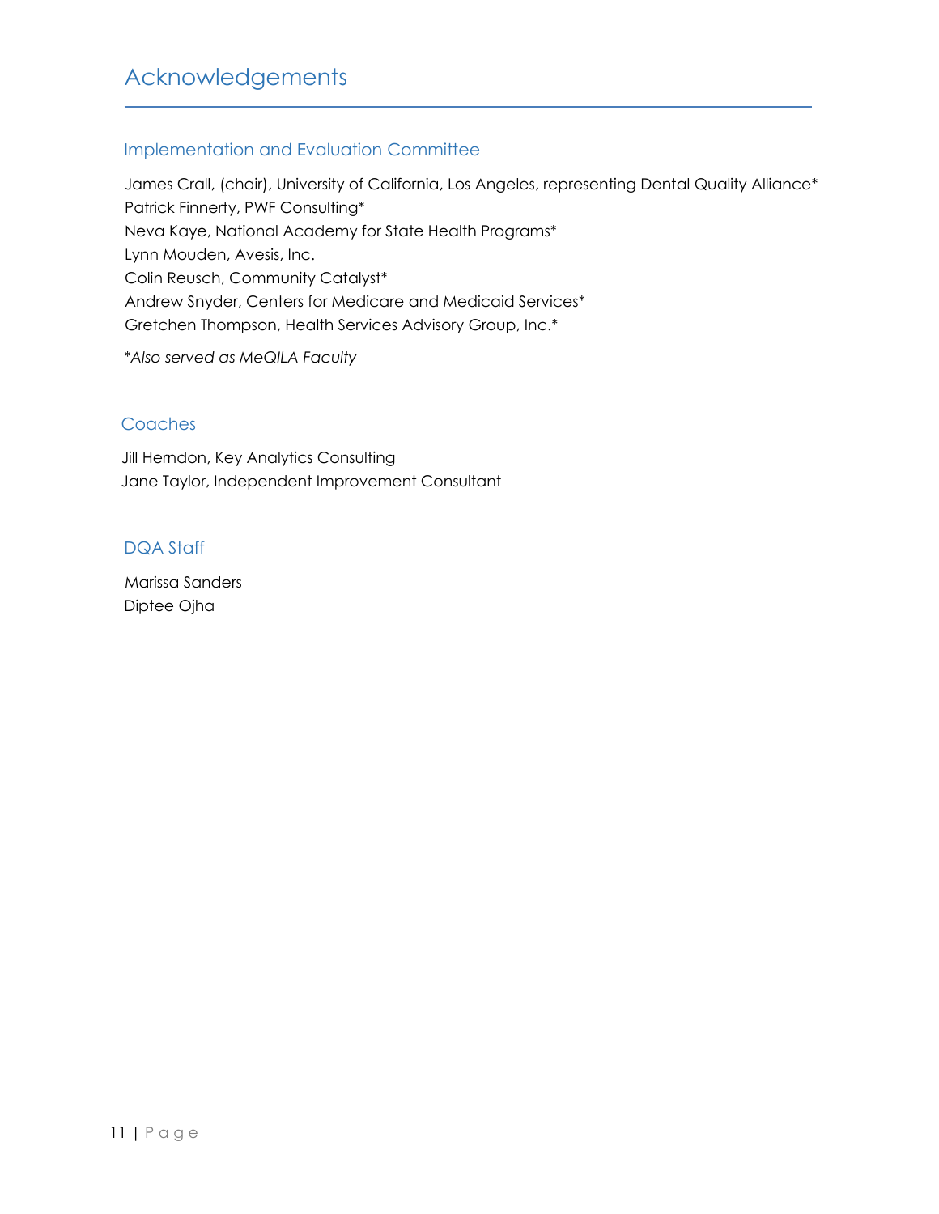# Acknowledgements

## Implementation and Evaluation Committee

James Crall, (chair), University of California, Los Angeles, representing Dental Quality Alliance*
Patrick Finnerty, PWF Consulting*
Neva Kaye, National Academy for State Health Programs*
Lynn Mouden, Avesis, Inc.
Colin Reusch, Community Catalyst*
Andrew Snyder, Centers for Medicare and Medicaid Services*
Gretchen Thompson, Health Services Advisory Group, Inc.*

*\*Also served as MeQILA Faculty*

## Coaches

Jill Herndon, Key Analytics Consulting
Jane Taylor, Independent Improvement Consultant

## DQA Staff

Marissa Sanders
Diptee Ojha